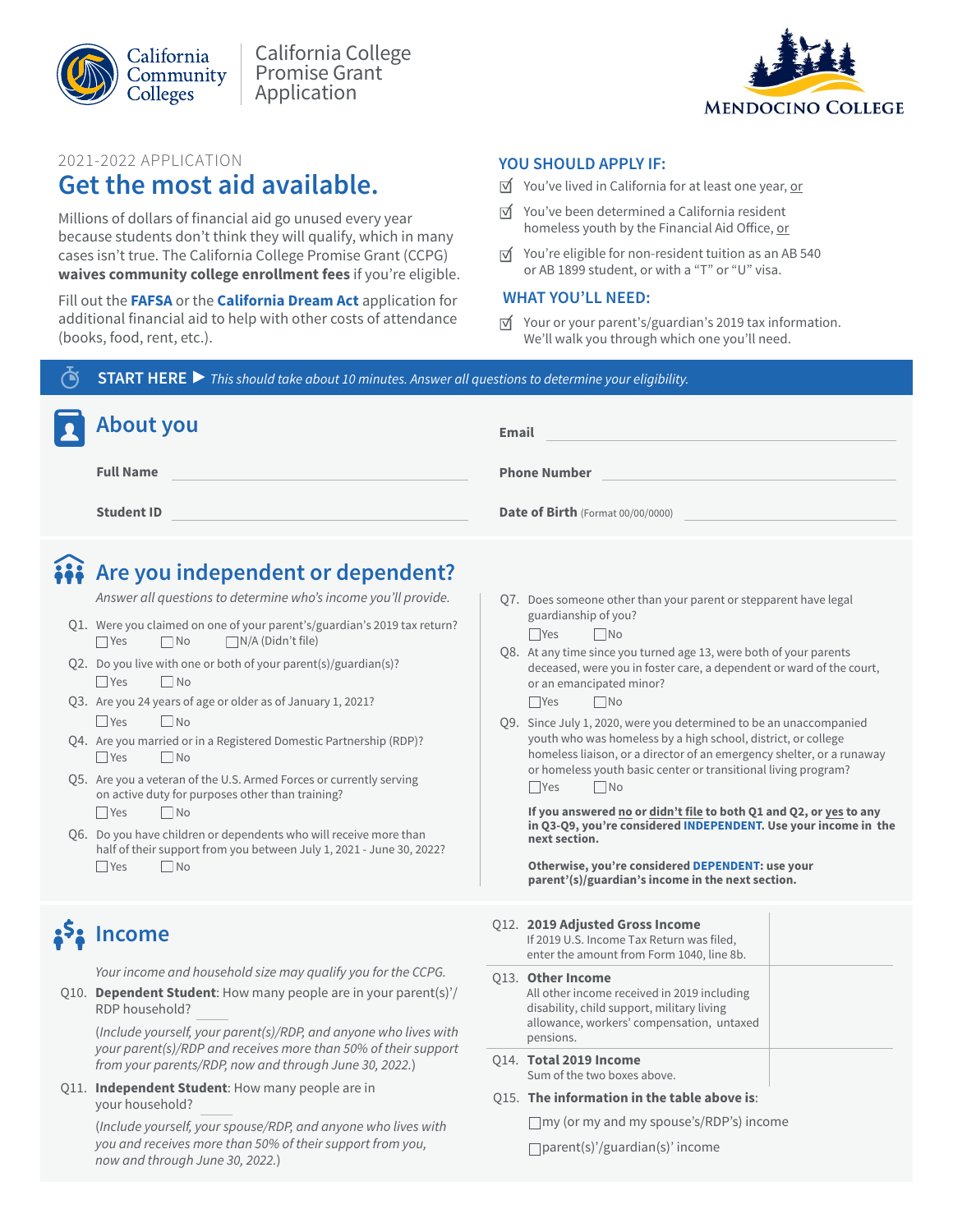California Community Colleges

California College Promise Grant Application

MENDOCINO COLLEGE

2021-2022 APPLICATION

# Get the most aid available.

Millions of dollars of financial aid go unused every year because students don't think they will qualify, which in many cases isn't true. The California College Promise Grant (CCPG) **waives community college enrollment fees** if you're eligible.

Fill out the **FAFSA** or the **California Dream Act** application for additional financial aid to help with other costs of attendance (books, food, rent, etc.).

## YOU SHOULD APPLY IF:

- ☑ You've lived in California for at least one year, or
- ☑ You've been determined a California resident homeless youth by the Financial Aid Office, or
- ☑ You're eligible for non-resident tuition as an AB 540 or AB 1899 student, or with a "T" or "U" visa.

## WHAT YOU'LL NEED:

- ☑ Your or your parent's/guardian's 2019 tax information. We'll walk you through which one you'll need.

**START HERE ▶** *This should take about 10 minutes. Answer all questions to determine your eligibility.*

## About you

**Full Name** \_\_\_\_\_\_\_\_\_\_\_\_\_\_\_\_\_\_\_\_

**Student ID** \_\_\_\_\_\_\_\_\_\_\_\_\_\_\_\_\_\_\_\_

**Email** \_\_\_\_\_\_\_\_\_\_\_\_\_\_\_\_\_\_\_\_

**Phone Number** \_\_\_\_\_\_\_\_\_\_\_\_\_\_\_\_\_\_\_\_

**Date of Birth** (Format 00/00/0000) \_\_\_\_\_\_\_\_\_\_\_\_\_\_\_\_\_\_\_\_

## Are you independent or dependent?

*Answer all questions to determine who's income you'll provide.*

Q1. Were you claimed on one of your parent's/guardian's 2019 tax return?
☐ Yes ☐ No ☐ N/A (Didn't file)

Q2. Do you live with one or both of your parent(s)/guardian(s)?
☐ Yes ☐ No

Q3. Are you 24 years of age or older as of January 1, 2021?
☐ Yes ☐ No

Q4. Are you married or in a Registered Domestic Partnership (RDP)?
☐ Yes ☐ No

Q5. Are you a veteran of the U.S. Armed Forces or currently serving on active duty for purposes other than training?
☐ Yes ☐ No

Q6. Do you have children or dependents who will receive more than half of their support from you between July 1, 2021 - June 30, 2022?
☐ Yes ☐ No

Q7. Does someone other than your parent or stepparent have legal guardianship of you?
☐ Yes ☐ No

Q8. At any time since you turned age 13, were both of your parents deceased, were you in foster care, a dependent or ward of the court, or an emancipated minor?
☐ Yes ☐ No

Q9. Since July 1, 2020, were you determined to be an unaccompanied youth who was homeless by a high school, district, or college homeless liaison, or a director of an emergency shelter, or a runaway or homeless youth basic center or transitional living program?
☐ Yes ☐ No

**If you answered no or didn't file to both Q1 and Q2, or yes to any in Q3-Q9, you're considered INDEPENDENT. Use your income in the next section.**

**Otherwise, you're considered DEPENDENT: use your parent'(s)/guardian's income in the next section.**

## Income

*Your income and household size may qualify you for the CCPG.*

Q10. **Dependent Student**: How many people are in your parent(s)'/RDP household? \_\_\_\_

(*Include yourself, your parent(s)/RDP, and anyone who lives with your parent(s)/RDP and receives more than 50% of their support from your parents/RDP, now and through June 30, 2022.*)

Q11. **Independent Student**: How many people are in your household? \_\_\_\_

(*Include yourself, your spouse/RDP, and anyone who lives with you and receives more than 50% of their support from you, now and through June 30, 2022.*)

| | |
|---|---|
| Q12. **2019 Adjusted Gross Income**<br>If 2019 U.S. Income Tax Return was filed, enter the amount from Form 1040, line 8b. | |
| Q13. **Other Income**<br>All other income received in 2019 including disability, child support, military living allowance, workers' compensation, untaxed pensions. | |
| Q14. **Total 2019 Income**<br>Sum of the two boxes above. | |

Q15. **The information in the table above is**:

☐ my (or my and my spouse's/RDP's) income

☐ parent(s)'/guardian(s)' income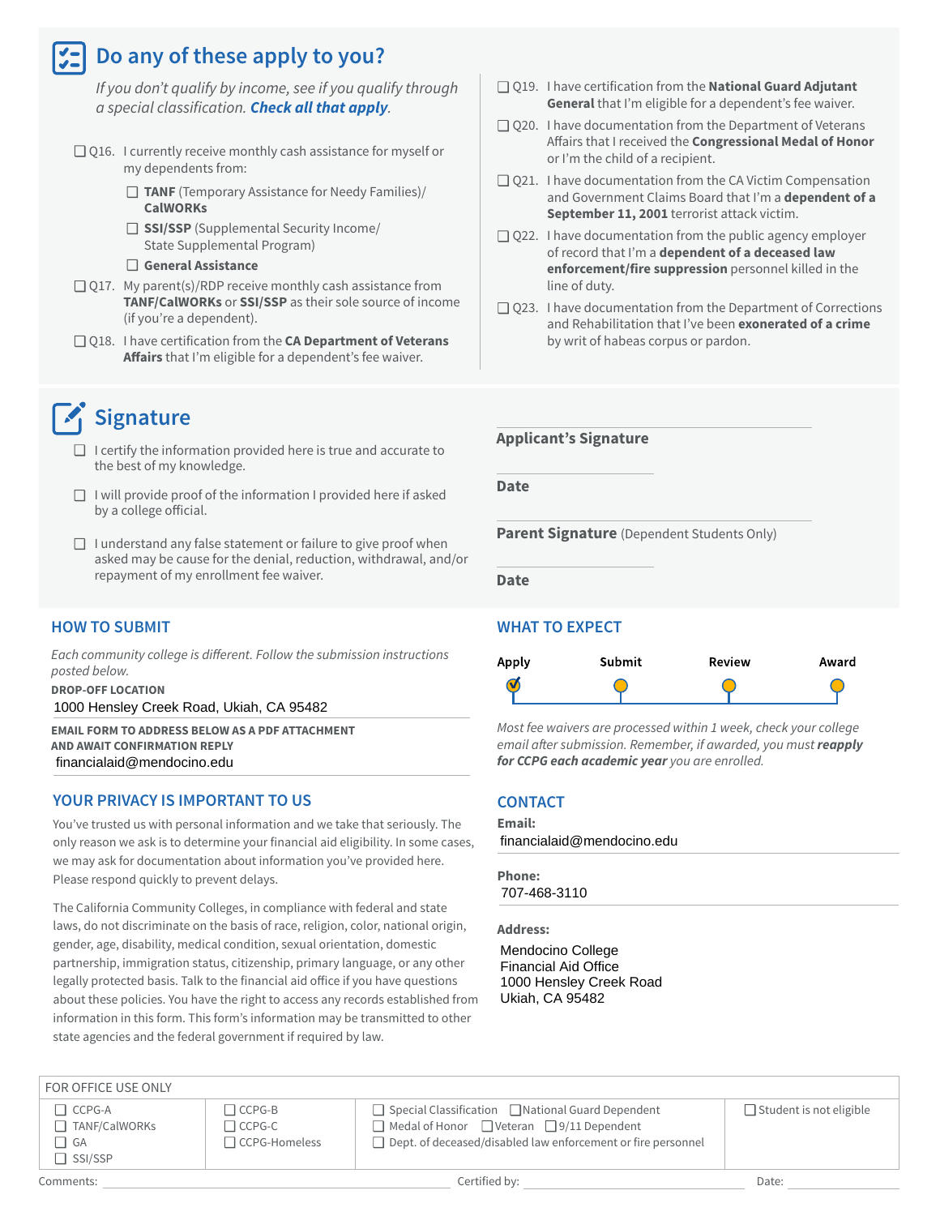## Do any of these apply to you?

*If you don't qualify by income, see if you qualify through a special classification.* ***Check all that apply.***

- ☐ Q16. I currently receive monthly cash assistance for myself or my dependents from:
  - ☐ **TANF** (Temporary Assistance for Needy Families)/ **CalWORKs**
  - ☐ **SSI/SSP** (Supplemental Security Income/ State Supplemental Program)
  - ☐ **General Assistance**
- ☐ Q17. My parent(s)/RDP receive monthly cash assistance from **TANF/CalWORKs** or **SSI/SSP** as their sole source of income (if you're a dependent).
- ☐ Q18. I have certification from the **CA Department of Veterans Affairs** that I'm eligible for a dependent's fee waiver.
- ☐ Q19. I have certification from the **National Guard Adjutant General** that I'm eligible for a dependent's fee waiver.
- ☐ Q20. I have documentation from the Department of Veterans Affairs that I received the **Congressional Medal of Honor** or I'm the child of a recipient.
- ☐ Q21. I have documentation from the CA Victim Compensation and Government Claims Board that I'm a **dependent of a September 11, 2001** terrorist attack victim.
- ☐ Q22. I have documentation from the public agency employer of record that I'm a **dependent of a deceased law enforcement/fire suppression** personnel killed in the line of duty.
- ☐ Q23. I have documentation from the Department of Corrections and Rehabilitation that I've been **exonerated of a crime** by writ of habeas corpus or pardon.

## Signature

- ☐ I certify the information provided here is true and accurate to the best of my knowledge.
- ☐ I will provide proof of the information I provided here if asked by a college official.
- ☐ I understand any false statement or failure to give proof when asked may be cause for the denial, reduction, withdrawal, and/or repayment of my enrollment fee waiver.

**Applicant's Signature** ______________________

**Date** ______________________

**Parent Signature** (Dependent Students Only) ______________________

**Date** ______________________

### HOW TO SUBMIT

*Each community college is different. Follow the submission instructions posted below.*

**DROP-OFF LOCATION**
1000 Hensley Creek Road, Ukiah, CA 95482

**EMAIL FORM TO ADDRESS BELOW AS A PDF ATTACHMENT AND AWAIT CONFIRMATION REPLY**
financialaid@mendocino.edu

### YOUR PRIVACY IS IMPORTANT TO US

You've trusted us with personal information and we take that seriously. The only reason we ask is to determine your financial aid eligibility. In some cases, we may ask for documentation about information you've provided here. Please respond quickly to prevent delays.

The California Community Colleges, in compliance with federal and state laws, do not discriminate on the basis of race, religion, color, national origin, gender, age, disability, medical condition, sexual orientation, domestic partnership, immigration status, citizenship, primary language, or any other legally protected basis. Talk to the financial aid office if you have questions about these policies. You have the right to access any records established from information in this form. This form's information may be transmitted to other state agencies and the federal government if required by law.

### WHAT TO EXPECT

**Apply** → **Submit** → **Review** → **Award**

*Most fee waivers are processed within 1 week, check your college email after submission. Remember, if awarded, you must* ***reapply for CCPG each academic year*** *you are enrolled.*

### CONTACT

**Email:**
financialaid@mendocino.edu

**Phone:**
707-468-3110

**Address:**
Mendocino College
Financial Aid Office
1000 Hensley Creek Road
Ukiah, CA 95482

FOR OFFICE USE ONLY

| | | | |
|---|---|---|---|
| ☐ CCPG-A<br>☐ TANF/CalWORKs<br>☐ GA<br>☐ SSI/SSP | ☐ CCPG-B<br>☐ CCPG-C<br>☐ CCPG-Homeless | ☐ Special Classification ☐ National Guard Dependent<br>☐ Medal of Honor ☐ Veteran ☐ 9/11 Dependent<br>☐ Dept. of deceased/disabled law enforcement or fire personnel | ☐ Student is not eligible |

Comments: ______________________ Certified by: ______________________ Date: ______________________